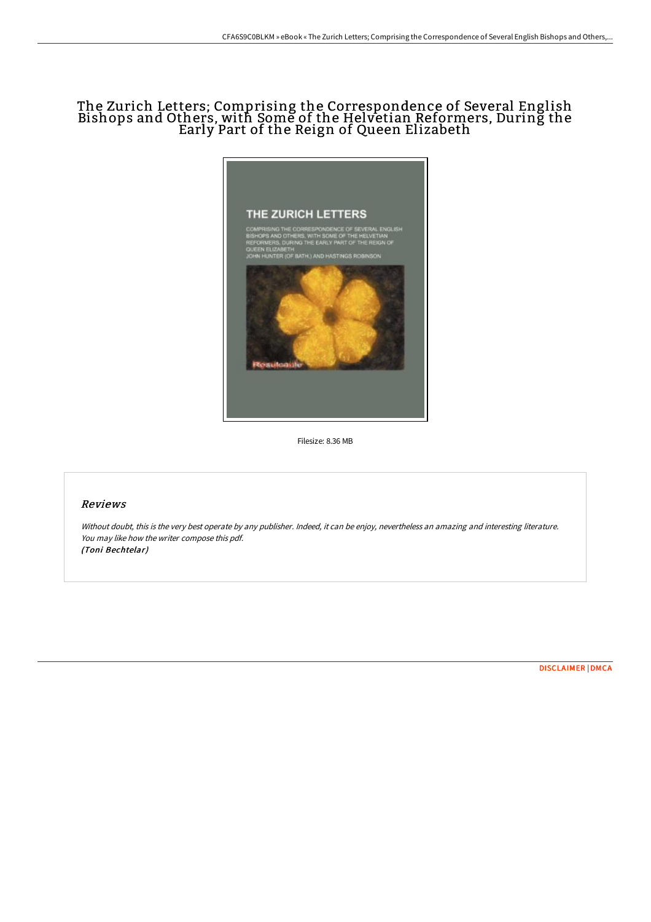# The Zurich Letters; Comprising the Correspondence of Several English Bishops and Others, with Some of the Helvetian Reformers, During the Early Part of the Reign of Queen Elizabeth

Filesize: 8.36 MB

## Reviews

*Without doubt, this is the very best operate by any publisher. Indeed, it can be enjoy, nevertheless an amazing and interesting literature. You may like how the writer compose this pdf.*
*(Toni Bechtelar)*

[DISCLAIMER](#) | [DMCA](#)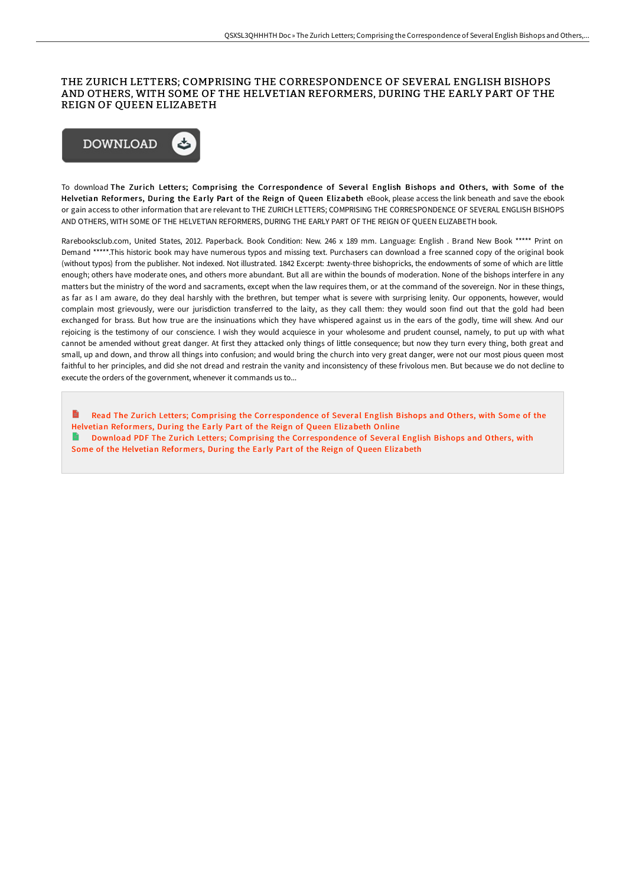# THE ZURICH LETTERS; COMPRISING THE CORRESPONDENCE OF SEVERAL ENGLISH BISHOPS AND OTHERS, WITH SOME OF THE HELVETIAN REFORMERS, DURING THE EARLY PART OF THE REIGN OF QUEEN ELIZABETH

DOWNLOAD

To download **The Zurich Letters; Comprising the Correspondence of Several English Bishops and Others, with Some of the Helvetian Reformers, During the Early Part of the Reign of Queen Elizabeth** eBook, please access the link beneath and save the ebook or gain access to other information that are relevant to THE ZURICH LETTERS; COMPRISING THE CORRESPONDENCE OF SEVERAL ENGLISH BISHOPS AND OTHERS, WITH SOME OF THE HELVETIAN REFORMERS, DURING THE EARLY PART OF THE REIGN OF QUEEN ELIZABETH book.

Rarebooksclub.com, United States, 2012. Paperback. Book Condition: New. 246 x 189 mm. Language: English . Brand New Book ***** Print on Demand *****.This historic book may have numerous typos and missing text. Purchasers can download a free scanned copy of the original book (without typos) from the publisher. Not indexed. Not illustrated. 1842 Excerpt: .twenty-three bishopricks, the endowments of some of which are little enough; others have moderate ones, and others more abundant. But all are within the bounds of moderation. None of the bishops interfere in any matters but the ministry of the word and sacraments, except when the law requires them, or at the command of the sovereign. Nor in these things, as far as I am aware, do they deal harshly with the brethren, but temper what is severe with surprising lenity. Our opponents, however, would complain most grievously, were our jurisdiction transferred to the laity, as they call them: they would soon find out that the gold had been exchanged for brass. But how true are the insinuations which they have whispered against us in the ears of the godly, time will shew. And our rejoicing is the testimony of our conscience. I wish they would acquiesce in your wholesome and prudent counsel, namely, to put up with what cannot be amended without great danger. At first they attacked only things of little consequence; but now they turn every thing, both great and small, up and down, and throw all things into confusion; and would bring the church into very great danger, were not our most pious queen most faithful to her principles, and did she not dread and restrain the vanity and inconsistency of these frivolous men. But because we do not decline to execute the orders of the government, whenever it commands us to...

- Read The Zurich Letters; Comprising the Correspondence of Several English Bishops and Others, with Some of the Helvetian Reformers, During the Early Part of the Reign of Queen Elizabeth Online
- Download PDF The Zurich Letters; Comprising the Correspondence of Several English Bishops and Others, with Some of the Helvetian Reformers, During the Early Part of the Reign of Queen Elizabeth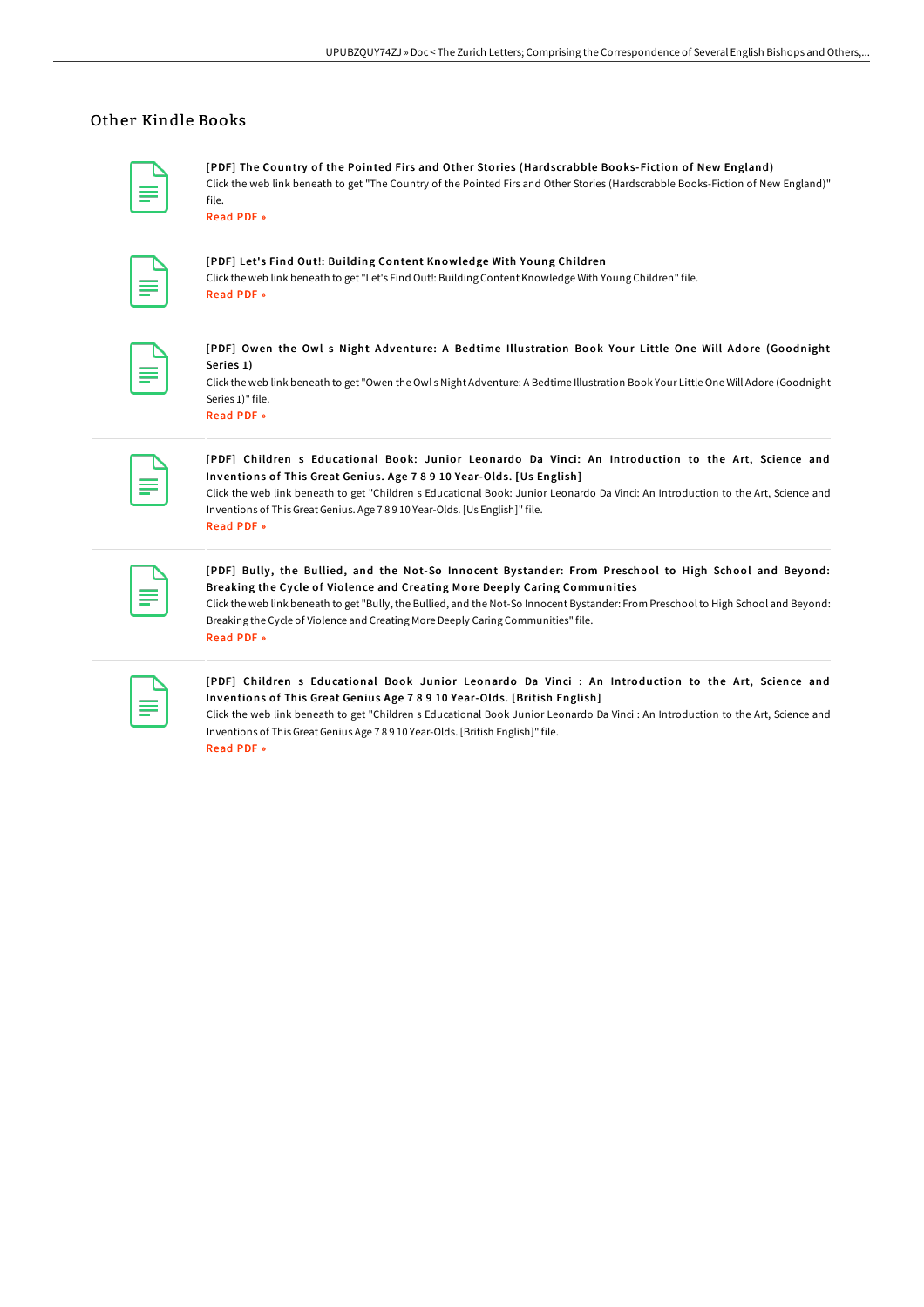## Other Kindle Books

**[PDF] The Country of the Pointed Firs and Other Stories (Hardscrabble Books-Fiction of New England)**

Click the web link beneath to get "The Country of the Pointed Firs and Other Stories (Hardscrabble Books-Fiction of New England)" file.

Read PDF »

**[PDF] Let's Find Out!: Building Content Knowledge With Young Children**

Click the web link beneath to get "Let's Find Out!: Building Content Knowledge With Young Children" file.

Read PDF »

**[PDF] Owen the Owl s Night Adventure: A Bedtime Illustration Book Your Little One Will Adore (Goodnight Series 1)**

Click the web link beneath to get "Owen the Owl s Night Adventure: A Bedtime Illustration Book Your Little One Will Adore (Goodnight Series 1)" file.

Read PDF »

**[PDF] Children s Educational Book: Junior Leonardo Da Vinci: An Introduction to the Art, Science and Inventions of This Great Genius. Age 7 8 9 10 Year-Olds. [Us English]**

Click the web link beneath to get "Children s Educational Book: Junior Leonardo Da Vinci: An Introduction to the Art, Science and Inventions of This Great Genius. Age 7 8 9 10 Year-Olds. [Us English]" file.

Read PDF »

**[PDF] Bully, the Bullied, and the Not-So Innocent Bystander: From Preschool to High School and Beyond: Breaking the Cycle of Violence and Creating More Deeply Caring Communities**

Click the web link beneath to get "Bully, the Bullied, and the Not-So Innocent Bystander: From Preschool to High School and Beyond: Breaking the Cycle of Violence and Creating More Deeply Caring Communities" file.

Read PDF »

**[PDF] Children s Educational Book Junior Leonardo Da Vinci : An Introduction to the Art, Science and Inventions of This Great Genius Age 7 8 9 10 Year-Olds. [British English]**

Click the web link beneath to get "Children s Educational Book Junior Leonardo Da Vinci : An Introduction to the Art, Science and Inventions of This Great Genius Age 7 8 9 10 Year-Olds. [British English]" file.

Read PDF »